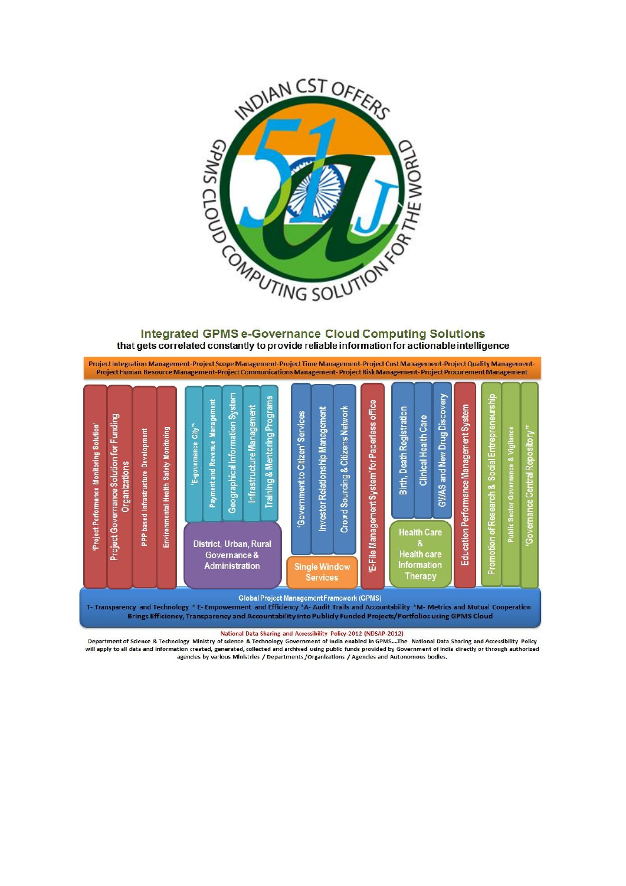INDIAN CST OFFERS GPMS CLOUD COMPUTING SOLUTION FOR THE WORLD

## Integrated GPMS e-Governance Cloud Computing Solutions

that gets correlated constantly to provide reliable information for actionable intelligence

Project Integration Management-Project Scope Management-Project Time Management-Project Cost Management-Project Quality Management-Project Human Resource Management-Project Communications Management- Project Risk Management- Project Procurement Management

- 'Project Performance Monitoring Solution'
- Project Governance Solution for Funding Organizations
- PPP based Infrastructure Development
- Environmental Health Safety Monitoring
- 'E-governance City'*
- Payment and Revenue Management
- Geographical Information System
- Infrastructure Management
- Training & Mentoring Programs
- District, Urban, Rural Governance & Administration
- 'Government to Citizen' Services
- Investor Relationship Management
- Crowd Sourcing & Citizens Network
- Single Window Services
- 'E-File Management System' for Paperless office
- Birth, Death Registration
- Clinical Health Care
- GWAS and New Drug Discovery
- Health Care & Health care Information Therapy
- Education Performance Management System
- Promotion of Research & Social Entrepreneurship
- Public Sector Governance & Vigilance
- 'Governance Central Repository'*

**Global Project Management Framework (GPMS)**

T- Transparency and Technology * E- Empowerment and Efficiency *A- Audit Trails and Accountability *M- Metrics and Mutual Cooperation

**Brings Efficiency, Transparency and Accountability into Publicly Funded Projects/Portfolios using GPMS Cloud**

National Data Sharing and Accessibility Policy-2012 (NDSAP-2012)

Department of Science & Technology Ministry of science & Technology Government of India enabled in GPMS....The National Data Sharing and Accessibility Policy will apply to all data and information created, generated, collected and archived using public funds provided by Government of India directly or through authorized agencies by various Ministries / Departments /Organizations / Agencies and Autonomous bodies.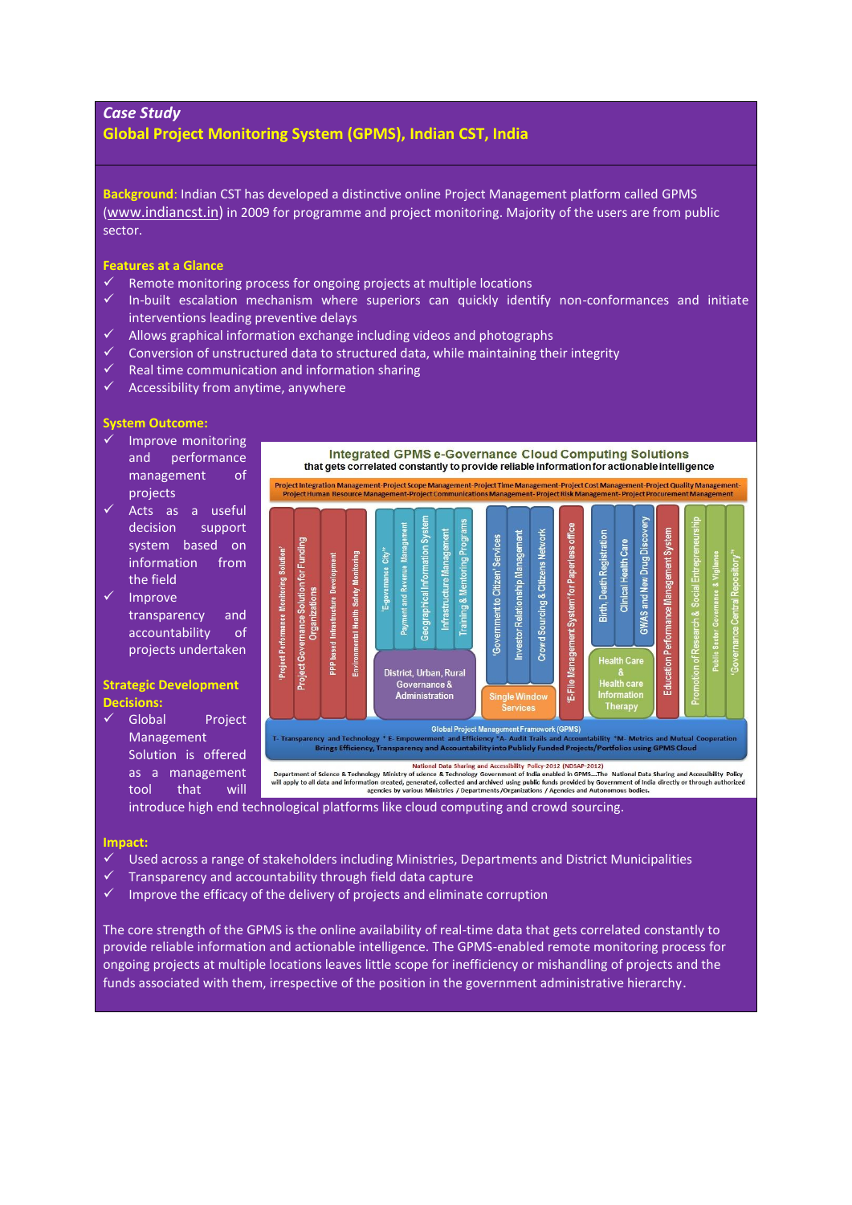*Case Study*

## Global Project Monitoring System (GPMS), Indian CST, India

**Background**: Indian CST has developed a distinctive online Project Management platform called GPMS (www.indiancst.in) in 2009 for programme and project monitoring. Majority of the users are from public sector.

### Features at a Glance

- ✓ Remote monitoring process for ongoing projects at multiple locations
- ✓ In-built escalation mechanism where superiors can quickly identify non-conformances and initiate interventions leading preventive delays
- ✓ Allows graphical information exchange including videos and photographs
- ✓ Conversion of unstructured data to structured data, while maintaining their integrity
- ✓ Real time communication and information sharing
- ✓ Accessibility from anytime, anywhere

### System Outcome:

- ✓ Improve monitoring and performance management of projects
- ✓ Acts as a useful decision support system based on information from the field
- ✓ Improve transparency and accountability of projects undertaken

### Strategic Development Decisions:

- ✓ Global Project Management Solution is offered as a management tool that will introduce high end technological platforms like cloud computing and crowd sourcing.

### Impact:

- ✓ Used across a range of stakeholders including Ministries, Departments and District Municipalities
- ✓ Transparency and accountability through field data capture
- ✓ Improve the efficacy of the delivery of projects and eliminate corruption

The core strength of the GPMS is the online availability of real-time data that gets correlated constantly to provide reliable information and actionable intelligence. The GPMS-enabled remote monitoring process for ongoing projects at multiple locations leaves little scope for inefficiency or mishandling of projects and the funds associated with them, irrespective of the position in the government administrative hierarchy.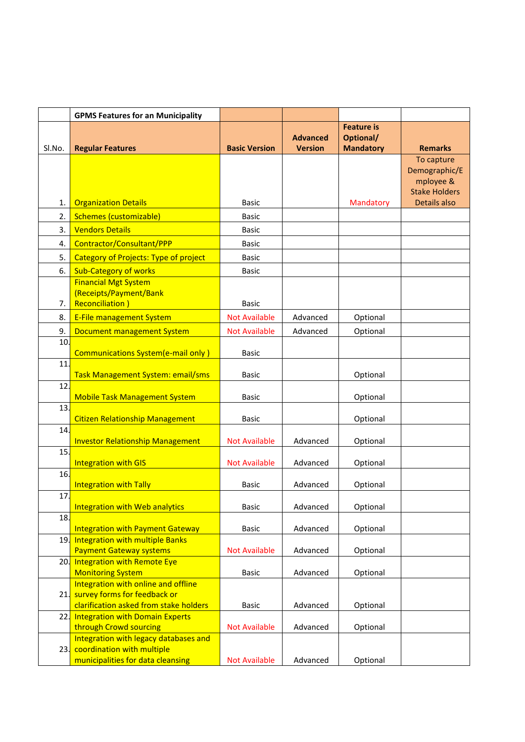| | GPMS Features for an Municipality | | | | |
|---|---|---|---|---|---|
| Sl.No. | Regular Features | Basic Version | Advanced Version | Feature is Optional/ Mandatory | Remarks |
| 1. | Organization Details | Basic | | Mandatory | To capture Demographic/Employee & Stake Holders Details also |
| 2. | Schemes (customizable) | Basic | | | |
| 3. | Vendors Details | Basic | | | |
| 4. | Contractor/Consultant/PPP | Basic | | | |
| 5. | Category of Projects: Type of project | Basic | | | |
| 6. | Sub-Category of works | Basic | | | |
| 7. | Financial Mgt System (Receipts/Payment/Bank Reconciliation ) | Basic | | | |
| 8. | E-File management System | Not Available | Advanced | Optional | |
| 9. | Document management System | Not Available | Advanced | Optional | |
| 10. | Communications System(e-mail only ) | Basic | | | |
| 11. | Task Management System: email/sms | Basic | | Optional | |
| 12. | Mobile Task Management System | Basic | | Optional | |
| 13. | Citizen Relationship Management | Basic | | Optional | |
| 14. | Investor Relationship Management | Not Available | Advanced | Optional | |
| 15. | Integration with GIS | Not Available | Advanced | Optional | |
| 16. | Integration with Tally | Basic | Advanced | Optional | |
| 17. | Integration with Web analytics | Basic | Advanced | Optional | |
| 18. | Integration with Payment Gateway | Basic | Advanced | Optional | |
| 19. | Integration with multiple Banks Payment Gateway systems | Not Available | Advanced | Optional | |
| 20. | Integration with Remote Eye Monitoring System | Basic | Advanced | Optional | |
| 21. | Integration with online and offline survey forms for feedback or clarification asked from stake holders | Basic | Advanced | Optional | |
| 22. | Integration with Domain Experts through Crowd sourcing | Not Available | Advanced | Optional | |
| 23. | Integration with legacy databases and coordination with multiple municipalities for data cleansing | Not Available | Advanced | Optional | |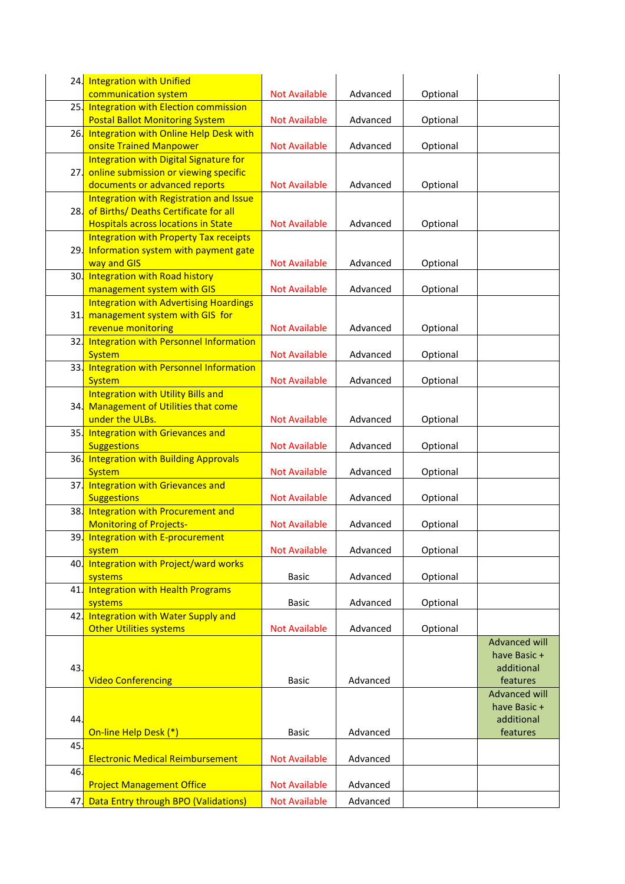| | | | | | |
|---|---|---|---|---|---|
| 24. | Integration with Unified communication system | Not Available | Advanced | Optional | |
| 25. | Integration with Election commission Postal Ballot Monitoring System | Not Available | Advanced | Optional | |
| 26. | Integration with Online Help Desk with onsite Trained Manpower | Not Available | Advanced | Optional | |
| 27. | Integration with Digital Signature for online submission or viewing specific documents or advanced reports | Not Available | Advanced | Optional | |
| 28. | Integration with Registration and Issue of Births/ Deaths Certificate for all Hospitals across locations in State | Not Available | Advanced | Optional | |
| 29. | Integration with Property Tax receipts Information system with payment gate way and GIS | Not Available | Advanced | Optional | |
| 30. | Integration with Road history management system with GIS | Not Available | Advanced | Optional | |
| 31. | Integration with Advertising Hoardings management system with GIS for revenue monitoring | Not Available | Advanced | Optional | |
| 32. | Integration with Personnel Information System | Not Available | Advanced | Optional | |
| 33. | Integration with Personnel Information System | Not Available | Advanced | Optional | |
| 34. | Integration with Utility Bills and Management of Utilities that come under the ULBs. | Not Available | Advanced | Optional | |
| 35. | Integration with Grievances and Suggestions | Not Available | Advanced | Optional | |
| 36. | Integration with Building Approvals System | Not Available | Advanced | Optional | |
| 37. | Integration with Grievances and Suggestions | Not Available | Advanced | Optional | |
| 38. | Integration with Procurement and Monitoring of Projects- | Not Available | Advanced | Optional | |
| 39. | Integration with E-procurement system | Not Available | Advanced | Optional | |
| 40. | Integration with Project/ward works systems | Basic | Advanced | Optional | |
| 41. | Integration with Health Programs systems | Basic | Advanced | Optional | |
| 42. | Integration with Water Supply and Other Utilities systems | Not Available | Advanced | Optional | |
| 43. | Video Conferencing | Basic | Advanced | | Advanced will have Basic + additional features |
| 44. | On-line Help Desk (*) | Basic | Advanced | | Advanced will have Basic + additional features |
| 45. | Electronic Medical Reimbursement | Not Available | Advanced | | |
| 46. | Project Management Office | Not Available | Advanced | | |
| 47. | Data Entry through BPO (Validations) | Not Available | Advanced | | |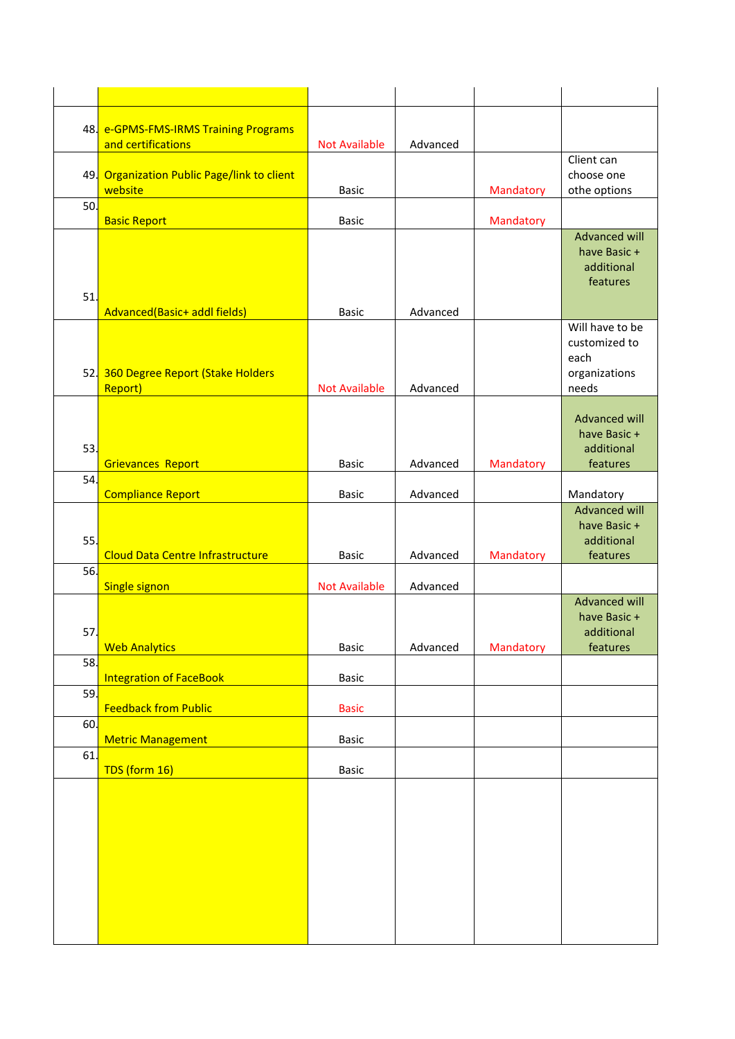| | | | | | |
|---|---|---|---|---|---|
| | | | | | |
| 48. | e-GPMS-FMS-IRMS Training Programs and certifications | Not Available | Advanced | | |
| 49. | Organization Public Page/link to client website | Basic | | Mandatory | Client can choose one othe options |
| 50. | Basic Report | Basic | | Mandatory | |
| 51. | Advanced(Basic+ addl fields) | Basic | Advanced | | Advanced will have Basic + additional features |
| 52. | 360 Degree Report (Stake Holders Report) | Not Available | Advanced | | Will have to be customized to each organizations needs |
| 53. | Grievances Report | Basic | Advanced | Mandatory | Advanced will have Basic + additional features |
| 54. | Compliance Report | Basic | Advanced | | Mandatory |
| 55. | Cloud Data Centre Infrastructure | Basic | Advanced | Mandatory | Advanced will have Basic + additional features |
| 56. | Single signon | Not Available | Advanced | | |
| 57. | Web Analytics | Basic | Advanced | Mandatory | Advanced will have Basic + additional features |
| 58. | Integration of FaceBook | Basic | | | |
| 59. | Feedback from Public | Basic | | | |
| 60. | Metric Management | Basic | | | |
| 61. | TDS (form 16) | Basic | | | |
| | | | | | |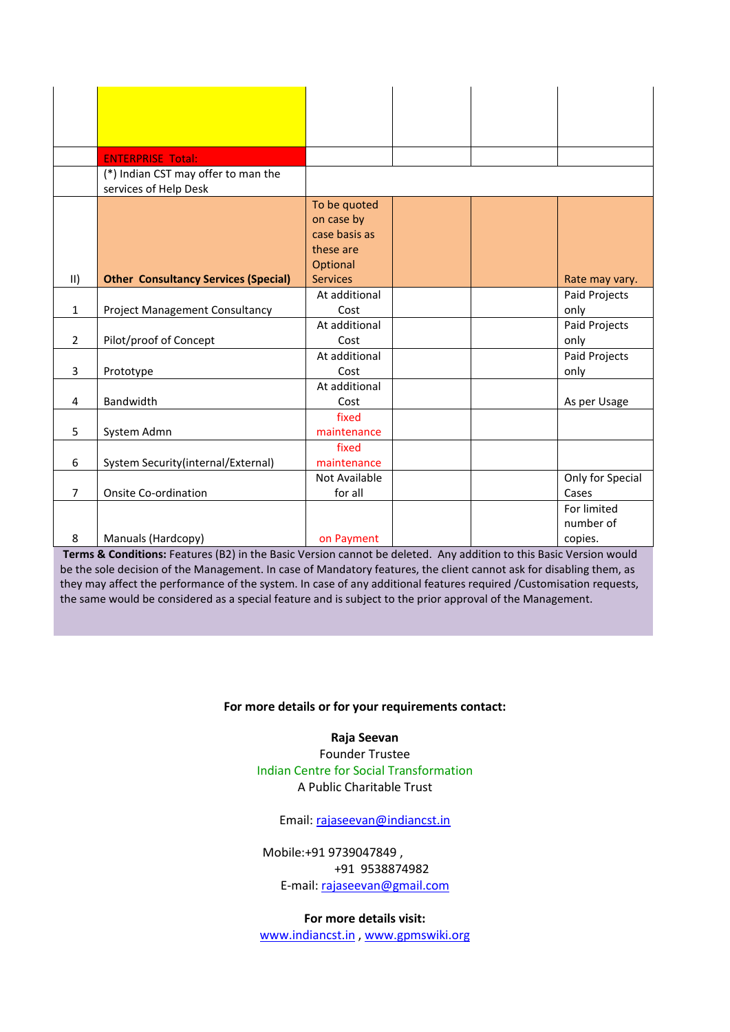| | | | | | |
|---|---|---|---|---|---|
| | | | | | |
| | ENTERPRISE Total: | | | | |
| | (*) Indian CST may offer to man the services of Help Desk | | | | |
| II) | **Other Consultancy Services (Special)** | To be quoted on case by case basis as these are Optional Services | | | Rate may vary. |
| 1 | Project Management Consultancy | At additional Cost | | | Paid Projects only |
| 2 | Pilot/proof of Concept | At additional Cost | | | Paid Projects only |
| 3 | Prototype | At additional Cost | | | Paid Projects only |
| 4 | Bandwidth | At additional Cost | | | As per Usage |
| 5 | System Admn | fixed maintenance | | | |
| 6 | System Security(internal/External) | fixed maintenance | | | |
| 7 | Onsite Co-ordination | Not Available for all | | | Only for Special Cases |
| 8 | Manuals (Hardcopy) | on Payment | | | For limited number of copies. |

**Terms & Conditions:** Features (B2) in the Basic Version cannot be deleted. Any addition to this Basic Version would be the sole decision of the Management. In case of Mandatory features, the client cannot ask for disabling them, as they may affect the performance of the system. In case of any additional features required /Customisation requests, the same would be considered as a special feature and is subject to the prior approval of the Management.

**For more details or for your requirements contact:**

**Raja Seevan**
Founder Trustee
Indian Centre for Social Transformation
A Public Charitable Trust

Email: rajaseevan@indiancst.in

Mobile:+91 9739047849 ,
+91 9538874982
E-mail: rajaseevan@gmail.com

**For more details visit:**
www.indiancst.in , www.gpmswiki.org